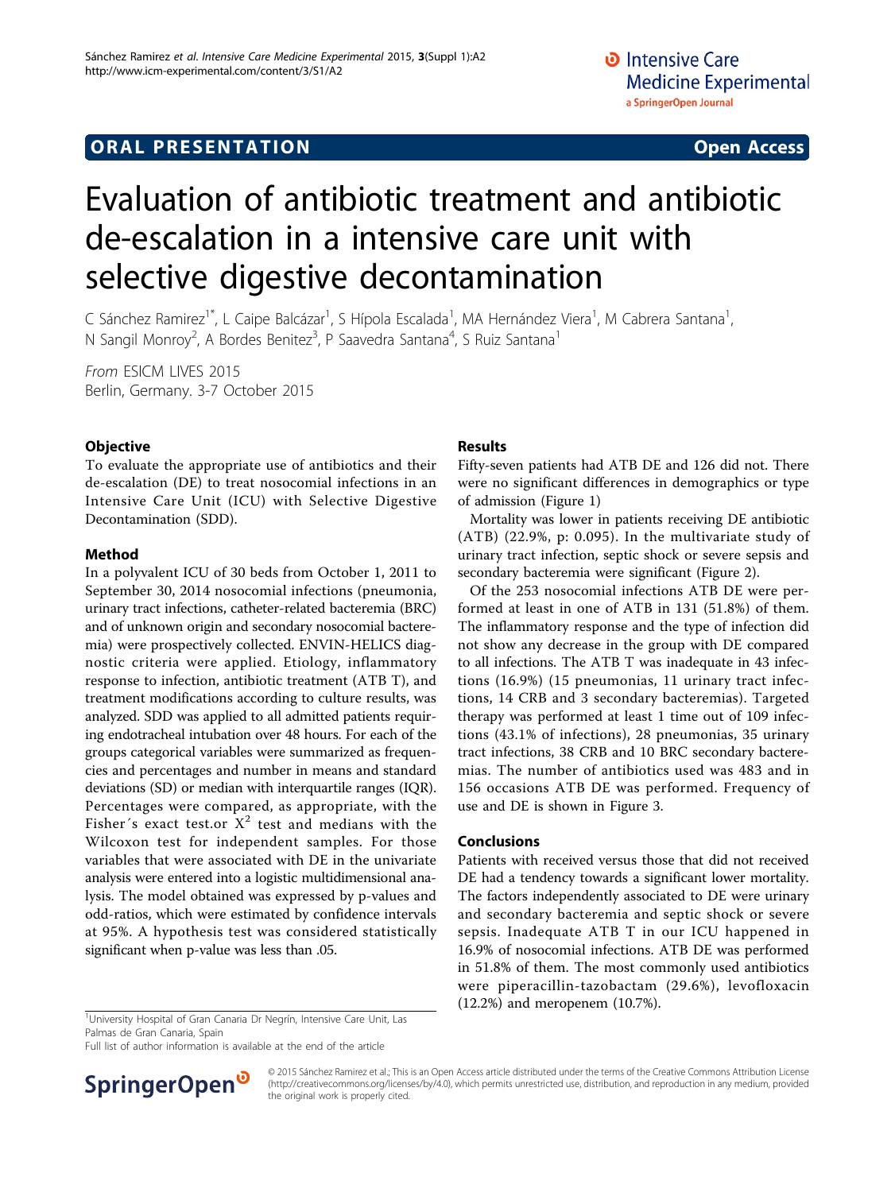ORAL PRESENTATION

Open Access

# Evaluation of antibiotic treatment and antibiotic de-escalation in a intensive care unit with selective digestive decontamination

C Sánchez Ramirez[1*], L Caipe Balcázar[1], S Hípola Escalada[1], MA Hernández Viera[1], M Cabrera Santana[1], N Sangil Monroy[2], A Bordes Benitez[3], P Saavedra Santana[4], S Ruiz Santana[1]

*From* ESICM LIVES 2015
Berlin, Germany. 3-7 October 2015

## Objective

To evaluate the appropriate use of antibiotics and their de-escalation (DE) to treat nosocomial infections in an Intensive Care Unit (ICU) with Selective Digestive Decontamination (SDD).

## Method

In a polyvalent ICU of 30 beds from October 1, 2011 to September 30, 2014 nosocomial infections (pneumonia, urinary tract infections, catheter-related bacteremia (BRC) and of unknown origin and secondary nosocomial bacteremia) were prospectively collected. ENVIN-HELICS diagnostic criteria were applied. Etiology, inflammatory response to infection, antibiotic treatment (ATB T), and treatment modifications according to culture results, was analyzed. SDD was applied to all admitted patients requiring endotracheal intubation over 48 hours. For each of the groups categorical variables were summarized as frequencies and percentages and number in means and standard deviations (SD) or median with interquartile ranges (IQR). Percentages were compared, as appropriate, with the Fisher´s exact test.or $X^2$ test and medians with the Wilcoxon test for independent samples. For those variables that were associated with DE in the univariate analysis were entered into a logistic multidimensional analysis. The model obtained was expressed by p-values and odd-ratios, which were estimated by confidence intervals at 95%. A hypothesis test was considered statistically significant when p-value was less than .05.

## Results

Fifty-seven patients had ATB DE and 126 did not. There were no significant differences in demographics or type of admission (Figure 1)

Mortality was lower in patients receiving DE antibiotic (ATB) (22.9%, p: 0.095). In the multivariate study of urinary tract infection, septic shock or severe sepsis and secondary bacteremia were significant (Figure 2).

Of the 253 nosocomial infections ATB DE were performed at least in one of ATB in 131 (51.8%) of them. The inflammatory response and the type of infection did not show any decrease in the group with DE compared to all infections. The ATB T was inadequate in 43 infections (16.9%) (15 pneumonias, 11 urinary tract infections, 14 CRB and 3 secondary bacteremias). Targeted therapy was performed at least 1 time out of 109 infections (43.1% of infections), 28 pneumonias, 35 urinary tract infections, 38 CRB and 10 BRC secondary bacteremias. The number of antibiotics used was 483 and in 156 occasions ATB DE was performed. Frequency of use and DE is shown in Figure 3.

## Conclusions

Patients with received versus those that did not received DE had a tendency towards a significant lower mortality. The factors independently associated to DE were urinary and secondary bacteremia and septic shock or severe sepsis. Inadequate ATB T in our ICU happened in 16.9% of nosocomial infections. ATB DE was performed in 51.8% of them. The most commonly used antibiotics were piperacillin-tazobactam (29.6%), levofloxacin (12.2%) and meropenem (10.7%).

[1]University Hospital of Gran Canaria Dr Negrín, Intensive Care Unit, Las Palmas de Gran Canaria, Spain
Full list of author information is available at the end of the article

© 2015 Sánchez Ramirez et al.; This is an Open Access article distributed under the terms of the Creative Commons Attribution License (http://creativecommons.org/licenses/by/4.0), which permits unrestricted use, distribution, and reproduction in any medium, provided the original work is properly cited.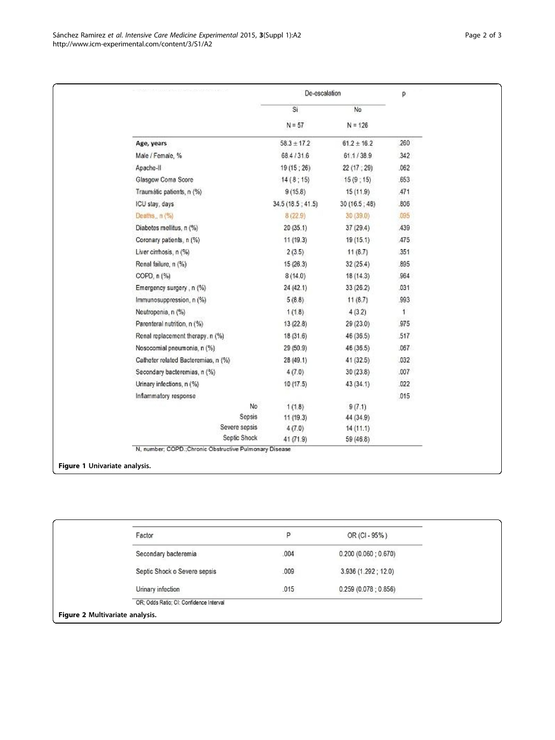| | De-escalation | | p |
|---|---|---|---|
| | Si | No | |
| | N = 57 | N = 126 | |
| **Age, years** | 58.3 ± 17.2 | 61.2 ± 16.2 | .260 |
| Male / Female, % | 68.4 / 31.6 | 61.1 / 38.9 | .342 |
| Apache-II | 19 (15 ; 26) | 22 (17 ; 29) | .062 |
| Glasgow Coma Score | 14 ( 8 ; 15) | 15 (9 ; 15) | .653 |
| Traumátic patients, n (%) | 9 (15.8) | 15 (11.9) | .471 |
| ICU stay, days | 34.5 (18.5 ; 41.5) | 30 (16.5 ; 48) | .806 |
| Deaths,, n (%) | 8 (22.9) | 30 (39.0) | .095 |
| Diabetes mellitus, n (%) | 20 (35.1) | 37 (29.4) | .439 |
| Coronary patients, n (%) | 11 (19.3) | 19 (15.1) | .475 |
| Liver cirrhosis, n (%) | 2 (3.5) | 11 (8.7) | .351 |
| Renal failure, n (%) | 15 (26.3) | 32 (25.4) | .895 |
| COPD, n (%) | 8 (14.0) | 18 (14.3) | .964 |
| Emergency surgery , n (%) | 24 (42.1) | 33 (26.2) | .031 |
| Immunosuppression, n (%) | 5 (8.8) | 11 (8.7) | .993 |
| Neutropenia, n (%) | 1 (1.8) | 4 (3.2) | 1 |
| Parenteral nutrition, n (%) | 13 (22.8) | 29 (23.0) | .975 |
| Renal replacement therapy . n (%) | 18 (31.6) | 46 (36.5) | .517 |
| Nosocomial pneumonia, n (%) | 29 (50.9) | 46 (36.5) | .067 |
| Catheter related Bacteremias, n (%) | 28 (49.1) | 41 (32.5) | .032 |
| Secondary bacteremias, n (%) | 4 (7.0) | 30 (23.8) | .007 |
| Urinary infections, n (%) | 10 (17.5) | 43 (34.1) | .022 |
| Inflammatory response | | | .015 |
| No | 1 (1.8) | 9 (7.1) | |
| Sepsis | 11 (19.3) | 44 (34.9) | |
| Severe sepsis | 4 (7.0) | 14 (11.1) | |
| Septic Shock | 41 (71.9) | 59 (46.8) | |

N, number; COPD.;Chronic Obstructive Pulmonary Disease

**Figure 1 Univariate analysis.**

| Factor | P | OR (CI - 95% ) |
|---|---|---|
| Secondary bacteremia | .004 | 0.200 (0.060 ; 0.670) |
| Septic Shock o Severe sepsis | .009 | 3.936 (1.292 ; 12.0) |
| Urinary infection | .015 | 0.259 (0.078 ; 0.856) |

OR; Odds Ratio; CI: Confidence Interval

**Figure 2 Multivariate analysis.**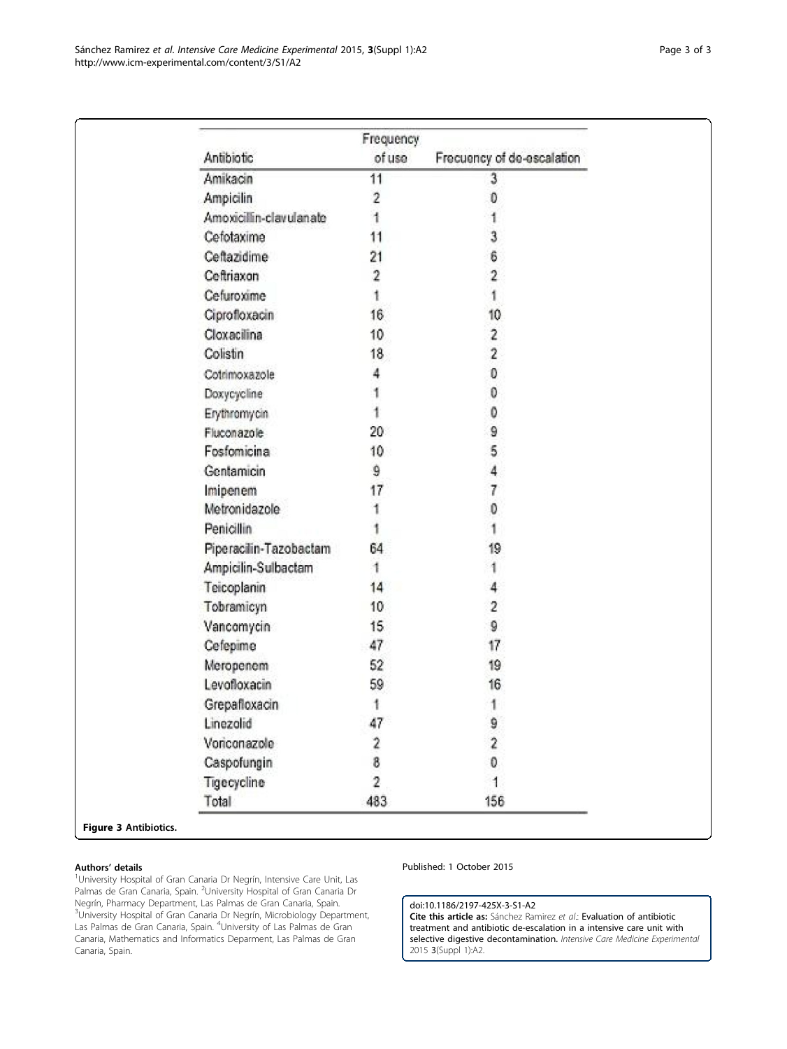| Antibiotic | Frequency of use | Frecuency of de-escalation |
|---|---|---|
| Amikacin | 11 | 3 |
| Ampicilin | 2 | 0 |
| Amoxicillin-clavulanate | 1 | 1 |
| Cefotaxime | 11 | 3 |
| Ceftazidime | 21 | 6 |
| Ceftriaxon | 2 | 2 |
| Cefuroxime | 1 | 1 |
| Ciprofloxacin | 16 | 10 |
| Cloxacilina | 10 | 2 |
| Colistin | 18 | 2 |
| Cotrimoxazole | 4 | 0 |
| Doxycycline | 1 | 0 |
| Erythromycin | 1 | 0 |
| Fluconazole | 20 | 9 |
| Fosfomicina | 10 | 5 |
| Gentamicin | 9 | 4 |
| Imipenem | 17 | 7 |
| Metronidazole | 1 | 0 |
| Penicillin | 1 | 1 |
| Piperacilin-Tazobactam | 64 | 19 |
| Ampicilin-Sulbactam | 1 | 1 |
| Teicoplanin | 14 | 4 |
| Tobramicyn | 10 | 2 |
| Vancomycin | 15 | 9 |
| Cefepime | 47 | 17 |
| Meropenem | 52 | 19 |
| Levofloxacin | 59 | 16 |
| Grepafloxacin | 1 | 1 |
| Linezolid | 47 | 9 |
| Voriconazole | 2 | 2 |
| Caspofungin | 8 | 0 |
| Tigecycline | 2 | 1 |
| Total | 483 | 156 |

**Figure 3 Antibiotics.**

#### Authors' details

[1]University Hospital of Gran Canaria Dr Negrín, Intensive Care Unit, Las Palmas de Gran Canaria, Spain. [2]University Hospital of Gran Canaria Dr Negrín, Pharmacy Department, Las Palmas de Gran Canaria, Spain. [3]University Hospital of Gran Canaria Dr Negrín, Microbiology Department, Las Palmas de Gran Canaria, Spain. [4]University of Las Palmas de Gran Canaria, Mathematics and Informatics Deparment, Las Palmas de Gran Canaria, Spain.

Published: 1 October 2015

doi:10.1186/2197-425X-3-S1-A2

**Cite this article as:** Sánchez Ramirez *et al.*: Evaluation of antibiotic treatment and antibiotic de-escalation in a intensive care unit with selective digestive decontamination. *Intensive Care Medicine Experimental* 2015 3(Suppl 1):A2.